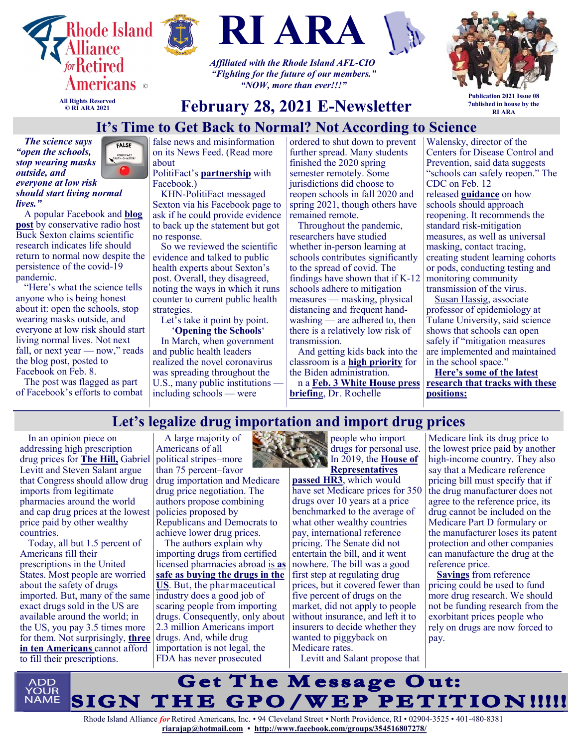# RI ARA

Rhode Island Alliance *for* Retired Americans ©

All Rights Reserved
© RI ARA 2021

*Affiliated with the Rhode Island AFL-CIO*
*"Fighting for the future of our members."*
*"NOW, more than ever!!!"*

## February 28, 2021 E-Newsletter

Publication 2021 Issue 08
7ublished in house by the RI ARA

## It's Time to Get Back to Normal? Not According to Science

***The science says "open the schools, stop wearing masks outside, and everyone at low risk should start living normal lives."***

A popular Facebook and **blog post** by conservative radio host Buck Sexton claims scientific research indicates life should return to normal now despite the persistence of the covid-19 pandemic.

"Here's what the science tells anyone who is being honest about it: open the schools, stop wearing masks outside, and everyone at low risk should start living normal lives. Not next fall, or next year — now," reads the blog post, posted to Facebook on Feb. 8.

The post was flagged as part of Facebook's efforts to combat false news and misinformation on its News Feed. (Read more about PolitiFact's **partnership** with Facebook.)

KHN-PolitiFact messaged Sexton via his Facebook page to ask if he could provide evidence to back up the statement but got no response.

So we reviewed the scientific evidence and talked to public health experts about Sexton's post. Overall, they disagreed, noting the ways in which it runs counter to current public health strategies.

Let's take it point by point.

'**Opening the Schools**'

In March, when government and public health leaders realized the novel coronavirus was spreading throughout the U.S., many public institutions — including schools — were ordered to shut down to prevent further spread. Many students finished the 2020 spring semester remotely. Some jurisdictions did choose to reopen schools in fall 2020 and spring 2021, though others have remained remote.

Throughout the pandemic, researchers have studied whether in-person learning at schools contributes significantly to the spread of covid. The findings have shown that if K-12 schools adhere to mitigation measures — masking, physical distancing and frequent hand-washing — are adhered to, then there is a relatively low risk of transmission.

And getting kids back into the classroom is a **high priority** for the Biden administration.

n a **Feb. 3 White House press briefing**, Dr. Rochelle Walensky, director of the Centers for Disease Control and Prevention, said data suggests "schools can safely reopen." The CDC on Feb. 12 released **guidance** on how schools should approach reopening. It recommends the standard risk-mitigation measures, as well as universal masking, contact tracing, creating student learning cohorts or pods, conducting testing and monitoring community transmission of the virus.

Susan Hassig, associate professor of epidemiology at Tulane University, said science shows that schools can open safely if "mitigation measures are implemented and maintained in the school space."

**Here's some of the latest research that tracks with these positions:**

## Let's legalize drug importation and import drug prices

In an opinion piece on addressing high prescription drug prices for **The Hill,** Gabriel Levitt and Steven Salant argue that Congress should allow drug imports from legitimate pharmacies around the world and cap drug prices at the lowest price paid by other wealthy countries.

Today, all but 1.5 percent of Americans fill their prescriptions in the United States. Most people are worried about the safety of drugs imported. But, many of the same exact drugs sold in the US are available around the world; in the US, you pay 3.5 times more for them. Not surprisingly, **three in ten Americans** cannot afford to fill their prescriptions.

A large majority of Americans of all political stripes–more than 75 percent–favor drug importation and Medicare drug price negotiation. The authors propose combining policies proposed by Republicans and Democrats to achieve lower drug prices.

The authors explain why importing drugs from certified licensed pharmacies abroad **is as safe as buying the drugs in the US**. But, the pharmaceutical industry does a good job of scaring people from importing drugs. Consequently, only about 2.3 million Americans import drugs. And, while drug importation is not legal, the FDA has never prosecuted people who import drugs for personal use. In 2019, the **House of Representatives passed HR3**, which would have set Medicare prices for 350 drugs over 10 years at a price benchmarked to the average of what other wealthy countries pay, international reference pricing. The Senate did not entertain the bill, and it went nowhere. The bill was a good first step at regulating drug prices, but it covered fewer than five percent of drugs on the market, did not apply to people without insurance, and left it to insurers to decide whether they wanted to piggyback on Medicare rates.

Levitt and Salant propose that Medicare link its drug price to the lowest price paid by another high-income country. They also say that a Medicare reference pricing bill must specify that if the drug manufacturer does not agree to the reference price, its drug cannot be included on the Medicare Part D formulary or the manufacturer loses its patent protection and other companies can manufacture the drug at the reference price.

**Savings** from reference pricing could be used to fund more drug research. We should not be funding research from the exorbitant prices people who rely on drugs are now forced to pay.

ADD YOUR NAME

# Get The Message Out: SIGN THE GPO/WEP PETITION!!!!!

Rhode Island Alliance *for* Retired Americans, Inc. • 94 Cleveland Street • North Providence, RI • 02904-3525 • 401-480-8381
**riarajap@hotmail.com** • **http://www.facebook.com/groups/354516807278/**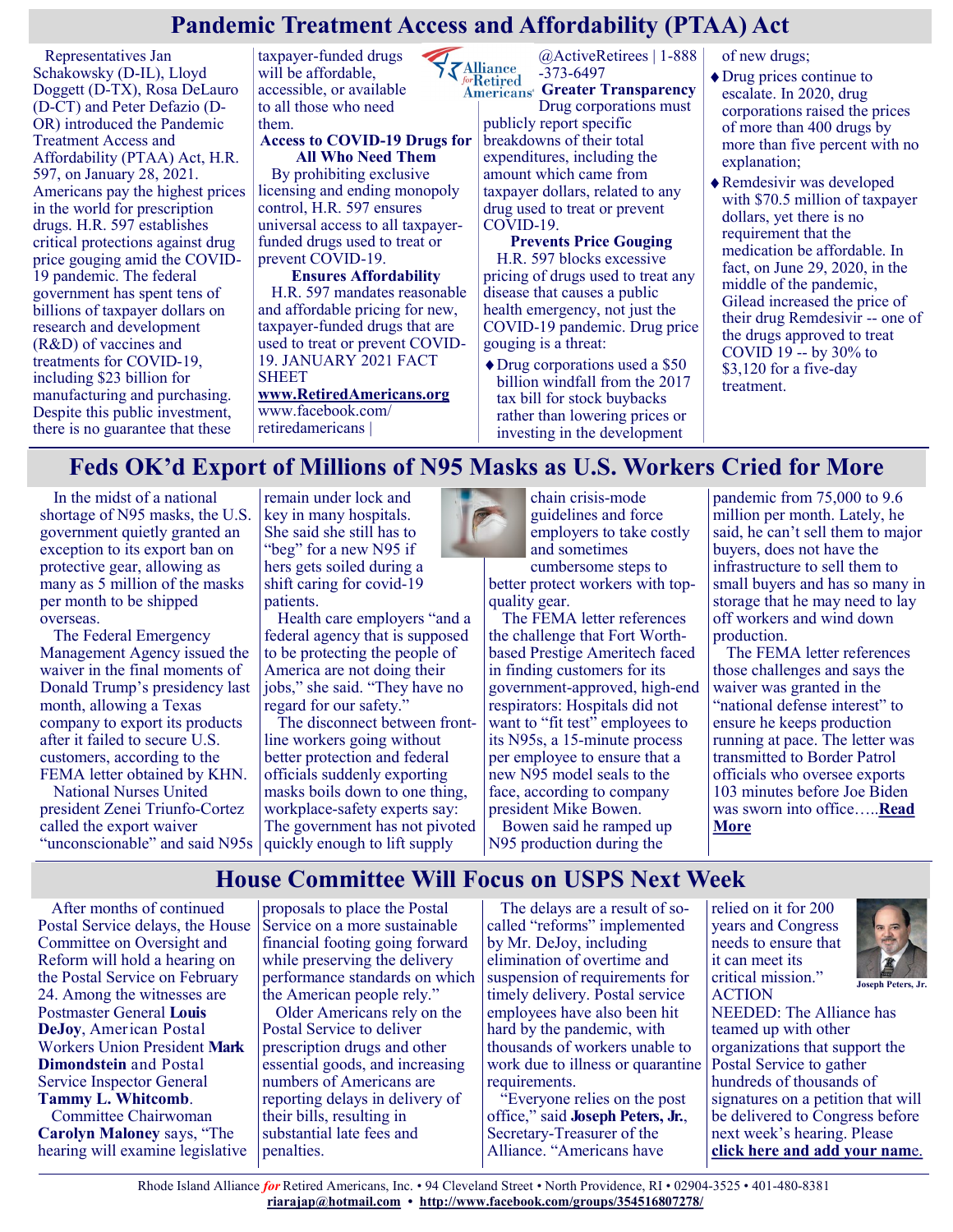# Pandemic Treatment Access and Affordability (PTAA) Act

Representatives Jan Schakowsky (D-IL), Lloyd Doggett (D-TX), Rosa DeLauro (D-CT) and Peter Defazio (D-OR) introduced the Pandemic Treatment Access and Affordability (PTAA) Act, H.R. 597, on January 28, 2021. Americans pay the highest prices in the world for prescription drugs. H.R. 597 establishes critical protections against drug price gouging amid the COVID-19 pandemic. The federal government has spent tens of billions of taxpayer dollars on research and development (R&D) of vaccines and treatments for COVID-19, including $23 billion for manufacturing and purchasing. Despite this public investment, there is no guarantee that these taxpayer-funded drugs will be affordable, accessible, or available to all those who need them.

**Access to COVID-19 Drugs for All Who Need Them**

By prohibiting exclusive licensing and ending monopoly control, H.R. 597 ensures universal access to all taxpayer-funded drugs used to treat or prevent COVID-19.

**Ensures Affordability**

H.R. 597 mandates reasonable and affordable pricing for new, taxpayer-funded drugs that are used to treat or prevent COVID-19. JANUARY 2021 FACT SHEET **www.RetiredAmericans.org** www.facebook.com/retiredamericans | @ActiveRetirees | 1-888-373-6497

**Greater Transparency**

Drug corporations must publicly report specific breakdowns of their total expenditures, including the amount which came from taxpayer dollars, related to any drug used to treat or prevent COVID-19.

**Prevents Price Gouging**

H.R. 597 blocks excessive pricing of drugs used to treat any disease that causes a public health emergency, not just the COVID-19 pandemic. Drug price gouging is a threat:

- Drug corporations used a $50 billion windfall from the 2017 tax bill for stock buybacks rather than lowering prices or investing in the development of new drugs;
- Drug prices continue to escalate. In 2020, drug corporations raised the prices of more than 400 drugs by more than five percent with no explanation;
- Remdesivir was developed with $70.5 million of taxpayer dollars, yet there is no requirement that the medication be affordable. In fact, on June 29, 2020, in the middle of the pandemic, Gilead increased the price of their drug Remdesivir -- one of the drugs approved to treat COVID 19 -- by 30% to $3,120 for a five-day treatment.

# Feds OK'd Export of Millions of N95 Masks as U.S. Workers Cried for More

In the midst of a national shortage of N95 masks, the U.S. government quietly granted an exception to its export ban on protective gear, allowing as many as 5 million of the masks per month to be shipped overseas.

The Federal Emergency Management Agency issued the waiver in the final moments of Donald Trump's presidency last month, allowing a Texas company to export its products after it failed to secure U.S. customers, according to the FEMA letter obtained by KHN.

National Nurses United president Zenei Triunfo-Cortez called the export waiver "unconscionable" and said N95s remain under lock and key in many hospitals. She said she still has to "beg" for a new N95 if hers gets soiled during a shift caring for covid-19 patients.

Health care employers "and a federal agency that is supposed to be protecting the people of America are not doing their jobs," she said. "They have no regard for our safety."

The disconnect between front-line workers going without better protection and federal officials suddenly exporting masks boils down to one thing, workplace-safety experts say: The government has not pivoted quickly enough to lift supply chain crisis-mode guidelines and force employers to take costly and sometimes cumbersome steps to better protect workers with top-quality gear.

The FEMA letter references the challenge that Fort Worth-based Prestige Ameritech faced in finding customers for its government-approved, high-end respirators: Hospitals did not want to "fit test" employees to its N95s, a 15-minute process per employee to ensure that a new N95 model seals to the face, according to company president Mike Bowen.

Bowen said he ramped up N95 production during the pandemic from 75,000 to 9.6 million per month. Lately, he said, he can't sell them to major buyers, does not have the infrastructure to sell them to small buyers and has so many in storage that he may need to lay off workers and wind down production.

The FEMA letter references those challenges and says the waiver was granted in the "national defense interest" to ensure he keeps production running at pace. The letter was transmitted to Border Patrol officials who oversee exports 103 minutes before Joe Biden was sworn into office…..**Read More**

# House Committee Will Focus on USPS Next Week

After months of continued Postal Service delays, the House Committee on Oversight and Reform will hold a hearing on the Postal Service on February 24. Among the witnesses are Postmaster General **Louis DeJoy**, American Postal Workers Union President **Mark Dimondstein** and Postal Service Inspector General **Tammy L. Whitcomb**.

Committee Chairwoman **Carolyn Maloney** says, "The hearing will examine legislative proposals to place the Postal Service on a more sustainable financial footing going forward while preserving the delivery performance standards on which the American people rely."

Older Americans rely on the Postal Service to deliver prescription drugs and other essential goods, and increasing numbers of Americans are reporting delays in delivery of their bills, resulting in substantial late fees and penalties.

The delays are a result of so-called "reforms" implemented by Mr. DeJoy, including elimination of overtime and suspension of requirements for timely delivery. Postal service employees have also been hit hard by the pandemic, with thousands of workers unable to work due to illness or quarantine requirements.

"Everyone relies on the post office," said **Joseph Peters, Jr.**, Secretary-Treasurer of the Alliance. "Americans have relied on it for 200 years and Congress needs to ensure that it can meet its critical mission."

Joseph Peters, Jr.

ACTION NEEDED: The Alliance has teamed up with other organizations that support the Postal Service to gather hundreds of thousands of signatures on a petition that will be delivered to Congress before next week's hearing. Please **click here and add your name.**

Rhode Island Alliance *for* Retired Americans, Inc. • 94 Cleveland Street • North Providence, RI • 02904-3525 • 401-480-8381
**riarajap@hotmail.com** • **http://www.facebook.com/groups/354516807278/**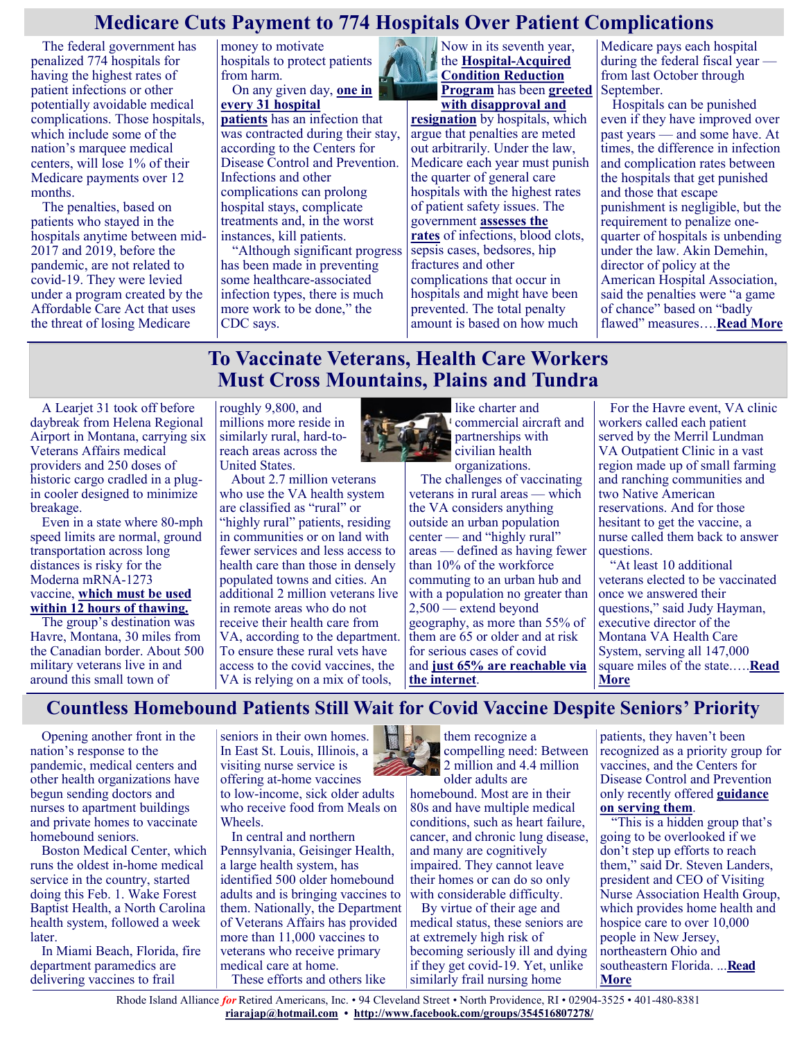## Medicare Cuts Payment to 774 Hospitals Over Patient Complications

The federal government has penalized 774 hospitals for having the highest rates of patient infections or other potentially avoidable medical complications. Those hospitals, which include some of the nation's marquee medical centers, will lose 1% of their Medicare payments over 12 months.

The penalties, based on patients who stayed in the hospitals anytime between mid-2017 and 2019, before the pandemic, are not related to covid-19. They were levied under a program created by the Affordable Care Act that uses the threat of losing Medicare money to motivate hospitals to protect patients from harm.

On any given day, **one in every 31 hospital patients** has an infection that was contracted during their stay, according to the Centers for Disease Control and Prevention. Infections and other complications can prolong hospital stays, complicate treatments and, in the worst instances, kill patients.

"Although significant progress has been made in preventing some healthcare-associated infection types, there is much more work to be done," the CDC says.

Now in its seventh year, the **Hospital-Acquired Condition Reduction Program** has been **greeted with disapproval and resignation** by hospitals, which argue that penalties are meted out arbitrarily. Under the law, Medicare each year must punish the quarter of general care hospitals with the highest rates of patient safety issues. The government **assesses the rates** of infections, blood clots, sepsis cases, bedsores, hip fractures and other complications that occur in hospitals and might have been prevented. The total penalty amount is based on how much Medicare pays each hospital during the federal fiscal year — from last October through September.

Hospitals can be punished even if they have improved over past years — and some have. At times, the difference in infection and complication rates between the hospitals that get punished and those that escape punishment is negligible, but the requirement to penalize one-quarter of hospitals is unbending under the law. Akin Demehin, director of policy at the American Hospital Association, said the penalties were "a game of chance" based on "badly flawed" measures….**Read More**

## To Vaccinate Veterans, Health Care Workers Must Cross Mountains, Plains and Tundra

A Learjet 31 took off before daybreak from Helena Regional Airport in Montana, carrying six Veterans Affairs medical providers and 250 doses of historic cargo cradled in a plug-in cooler designed to minimize breakage.

Even in a state where 80-mph speed limits are normal, ground transportation across long distances is risky for the Moderna mRNA-1273 vaccine, **which must be used within 12 hours of thawing.**

The group's destination was Havre, Montana, 30 miles from the Canadian border. About 500 military veterans live in and around this small town of roughly 9,800, and millions more reside in similarly rural, hard-to-reach areas across the United States.

About 2.7 million veterans who use the VA health system are classified as "rural" or "highly rural" patients, residing in communities or on land with fewer services and less access to health care than those in densely populated towns and cities. An additional 2 million veterans live in remote areas who do not receive their health care from VA, according to the department. To ensure these rural vets have access to the covid vaccines, the VA is relying on a mix of tools, like charter and commercial aircraft and partnerships with civilian health organizations.

The challenges of vaccinating veterans in rural areas — which the VA considers anything outside an urban population center — and "highly rural" areas — defined as having fewer than 10% of the workforce commuting to an urban hub and with a population no greater than 2,500 — extend beyond geography, as more than 55% of them are 65 or older and at risk for serious cases of covid and **just 65% are reachable via the internet**.

For the Havre event, VA clinic workers called each patient served by the Merril Lundman VA Outpatient Clinic in a vast region made up of small farming and ranching communities and two Native American reservations. And for those hesitant to get the vaccine, a nurse called them back to answer questions.

"At least 10 additional veterans elected to be vaccinated once we answered their questions," said Judy Hayman, executive director of the Montana VA Health Care System, serving all 147,000 square miles of the state.….**Read More**

## Countless Homebound Patients Still Wait for Covid Vaccine Despite Seniors' Priority

Opening another front in the nation's response to the pandemic, medical centers and other health organizations have begun sending doctors and nurses to apartment buildings and private homes to vaccinate homebound seniors.

Boston Medical Center, which runs the oldest in-home medical service in the country, started doing this Feb. 1. Wake Forest Baptist Health, a North Carolina health system, followed a week later.

In Miami Beach, Florida, fire department paramedics are delivering vaccines to frail seniors in their own homes. In East St. Louis, Illinois, a visiting nurse service is offering at-home vaccines to low-income, sick older adults who receive food from Meals on Wheels.

In central and northern Pennsylvania, Geisinger Health, a large health system, has identified 500 older homebound adults and is bringing vaccines to them. Nationally, the Department of Veterans Affairs has provided more than 11,000 vaccines to veterans who receive primary medical care at home.

These efforts and others like them recognize a compelling need: Between 2 million and 4.4 million older adults are homebound. Most are in their 80s and have multiple medical conditions, such as heart failure, cancer, and chronic lung disease, and many are cognitively impaired. They cannot leave their homes or can do so only with considerable difficulty.

By virtue of their age and medical status, these seniors are at extremely high risk of becoming seriously ill and dying if they get covid-19. Yet, unlike similarly frail nursing home patients, they haven't been recognized as a priority group for vaccines, and the Centers for Disease Control and Prevention only recently offered **guidance on serving them**.

"This is a hidden group that's going to be overlooked if we don't step up efforts to reach them," said Dr. Steven Landers, president and CEO of Visiting Nurse Association Health Group, which provides home health and hospice care to over 10,000 people in New Jersey, northeastern Ohio and southeastern Florida. ...**Read More**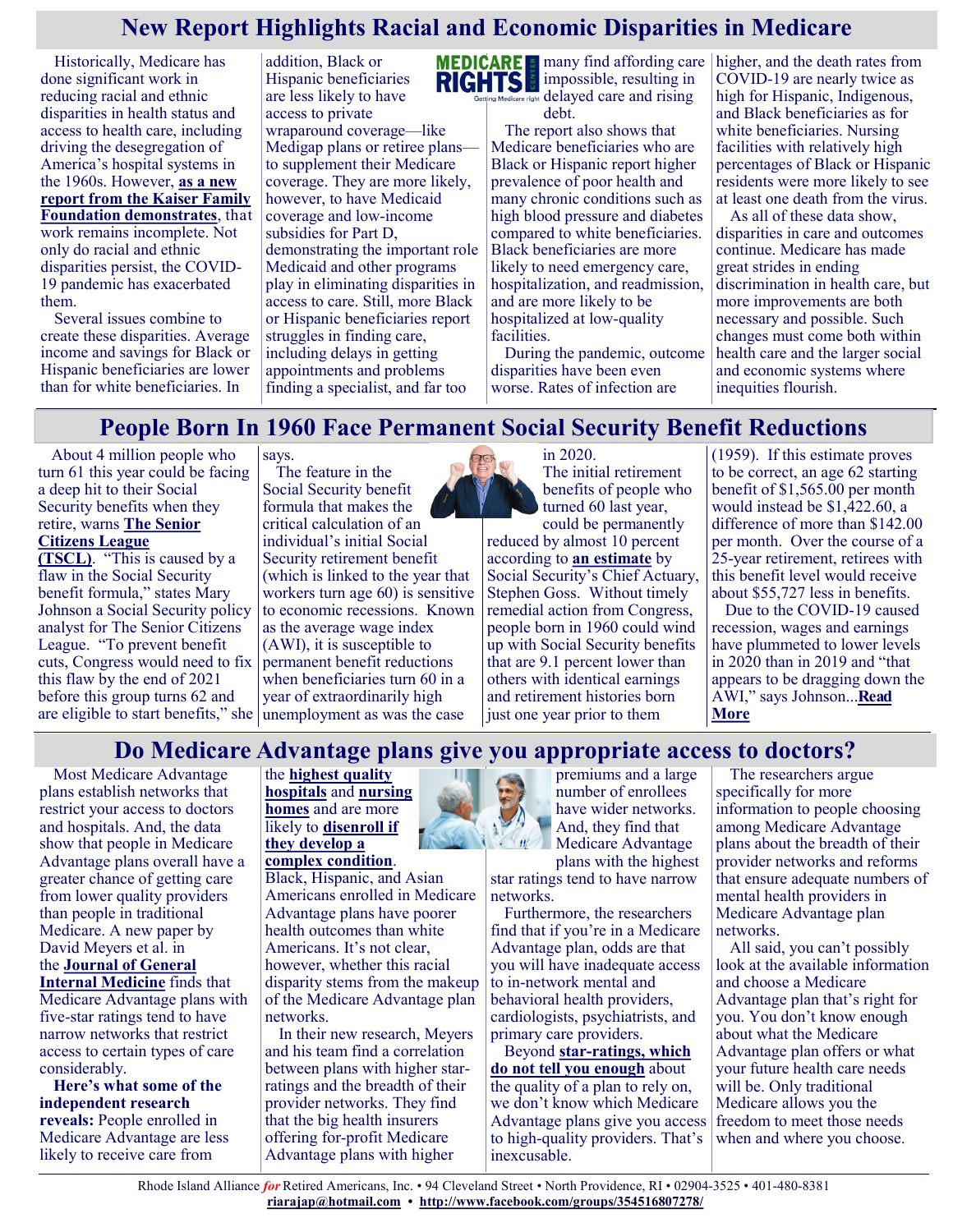## New Report Highlights Racial and Economic Disparities in Medicare

Historically, Medicare has done significant work in reducing racial and ethnic disparities in health status and access to health care, including driving the desegregation of America's hospital systems in the 1960s. However, **as a new report from the Kaiser Family Foundation demonstrates**, that work remains incomplete. Not only do racial and ethnic disparities persist, the COVID-19 pandemic has exacerbated them.

Several issues combine to create these disparities. Average income and savings for Black or Hispanic beneficiaries are lower than for white beneficiaries. In addition, Black or Hispanic beneficiaries are less likely to have access to private wraparound coverage—like Medigap plans or retiree plans—to supplement their Medicare coverage. They are more likely, however, to have Medicaid coverage and low-income subsidies for Part D, demonstrating the important role Medicaid and other programs play in eliminating disparities in access to care. Still, more Black or Hispanic beneficiaries report struggles in finding care, including delays in getting appointments and problems finding a specialist, and far too many find affording care impossible, resulting in delayed care and rising debt.

The report also shows that Medicare beneficiaries who are Black or Hispanic report higher prevalence of poor health and many chronic conditions such as high blood pressure and diabetes compared to white beneficiaries. Black beneficiaries are more likely to need emergency care, hospitalization, and readmission, and are more likely to be hospitalized at low-quality facilities.

During the pandemic, outcome disparities have been even worse. Rates of infection are higher, and the death rates from COVID-19 are nearly twice as high for Hispanic, Indigenous, and Black beneficiaries as for white beneficiaries. Nursing facilities with relatively high percentages of Black or Hispanic residents were more likely to see at least one death from the virus.

As all of these data show, disparities in care and outcomes continue. Medicare has made great strides in ending discrimination in health care, but more improvements are both necessary and possible. Such changes must come both within health care and the larger social and economic systems where inequities flourish.

## People Born In 1960 Face Permanent Social Security Benefit Reductions

About 4 million people who turn 61 this year could be facing a deep hit to their Social Security benefits when they retire, warns **The Senior Citizens League (TSCL)**. "This is caused by a flaw in the Social Security benefit formula," states Mary Johnson a Social Security policy analyst for The Senior Citizens League. "To prevent benefit cuts, Congress would need to fix this flaw by the end of 2021 before this group turns 62 and are eligible to start benefits," she says.

The feature in the Social Security benefit formula that makes the critical calculation of an individual's initial Social Security retirement benefit (which is linked to the year that workers turn age 60) is sensitive to economic recessions. Known as the average wage index (AWI), it is susceptible to permanent benefit reductions when beneficiaries turn 60 in a year of extraordinarily high unemployment as was the case in 2020.

The initial retirement benefits of people who turned 60 last year, could be permanently reduced by almost 10 percent according to **an estimate** by Social Security's Chief Actuary, Stephen Goss. Without timely remedial action from Congress, people born in 1960 could wind up with Social Security benefits that are 9.1 percent lower than others with identical earnings and retirement histories born just one year prior to them (1959). If this estimate proves to be correct, an age 62 starting benefit of $1,565.00 per month would instead be $1,422.60, a difference of more than $142.00 per month. Over the course of a 25-year retirement, retirees with this benefit level would receive about $55,727 less in benefits.

Due to the COVID-19 caused recession, wages and earnings have plummeted to lower levels in 2020 than in 2019 and "that appears to be dragging down the AWI," says Johnson...**Read More**

## Do Medicare Advantage plans give you appropriate access to doctors?

Most Medicare Advantage plans establish networks that restrict your access to doctors and hospitals. And, the data show that people in Medicare Advantage plans overall have a greater chance of getting care from lower quality providers than people in traditional Medicare. A new paper by David Meyers et al. in the **Journal of General Internal Medicine** finds that Medicare Advantage plans with five-star ratings tend to have narrow networks that restrict access to certain types of care considerably.

**Here's what some of the independent research reveals:** People enrolled in Medicare Advantage are less likely to receive care from the **highest quality hospitals** and **nursing homes** and are more likely to **disenroll if they develop a complex condition**. Black, Hispanic, and Asian Americans enrolled in Medicare Advantage plans have poorer health outcomes than white Americans. It's not clear, however, whether this racial disparity stems from the makeup of the Medicare Advantage plan networks.

In their new research, Meyers and his team find a correlation between plans with higher star-ratings and the breadth of their provider networks. They find that the big health insurers offering for-profit Medicare Advantage plans with higher premiums and a large number of enrollees have wider networks. And, they find that Medicare Advantage plans with the highest star ratings tend to have narrow networks.

Furthermore, the researchers find that if you're in a Medicare Advantage plan, odds are that you will have inadequate access to in-network mental and behavioral health providers, cardiologists, psychiatrists, and primary care providers.

Beyond **star-ratings, which do not tell you enough** about the quality of a plan to rely on, we don't know which Medicare Advantage plans give you access to high-quality providers. That's inexcusable.

The researchers argue specifically for more information to people choosing among Medicare Advantage plans about the breadth of their provider networks and reforms that ensure adequate numbers of mental health providers in Medicare Advantage plan networks.

All said, you can't possibly look at the available information and choose a Medicare Advantage plan that's right for you. You don't know enough about what the Medicare Advantage plan offers or what your future health care needs will be. Only traditional Medicare allows you the freedom to meet those needs when and where you choose.

Rhode Island Alliance *for* Retired Americans, Inc. • 94 Cleveland Street • North Providence, RI • 02904-3525 • 401-480-8381
**riarajap@hotmail.com** • **http://www.facebook.com/groups/354516807278/**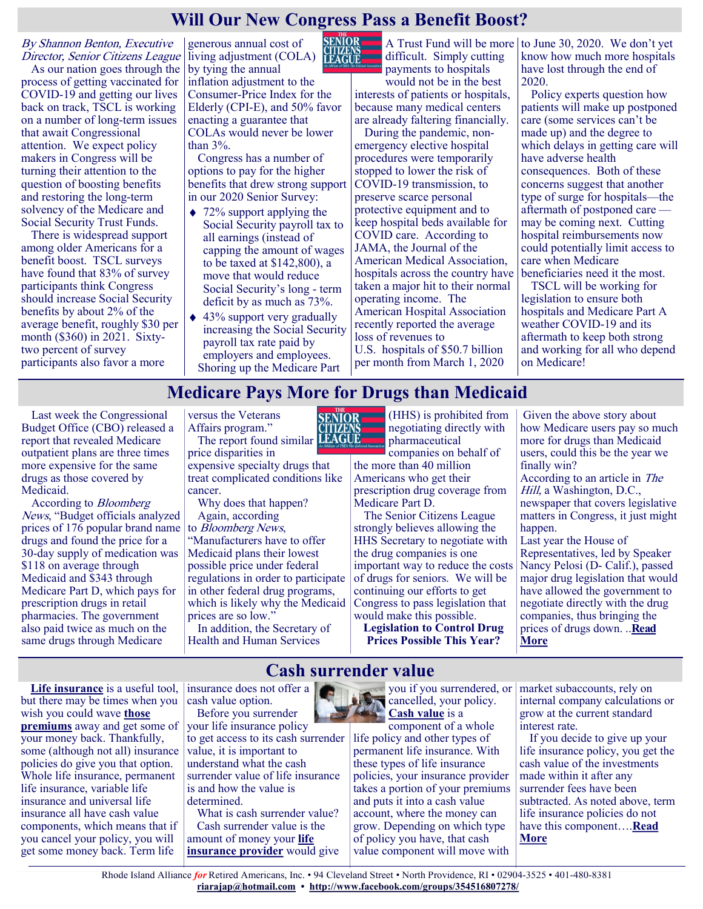# Will Our New Congress Pass a Benefit Boost?

*By Shannon Benton, Executive Director, Senior Citizens League*

As our nation goes through the process of getting vaccinated for COVID-19 and getting our lives back on track, TSCL is working on a number of long-term issues that await Congressional attention. We expect policy makers in Congress will be turning their attention to the question of boosting benefits and restoring the long-term solvency of the Medicare and Social Security Trust Funds.

There is widespread support among older Americans for a benefit boost. TSCL surveys have found that 83% of survey participants think Congress should increase Social Security benefits by about 2% of the average benefit, roughly $30 per month ($360) in 2021. Sixty-two percent of survey participants also favor a more generous annual cost of living adjustment (COLA) by tying the annual inflation adjustment to the Consumer-Price Index for the Elderly (CPI-E), and 50% favor enacting a guarantee that COLAs would never be lower than 3%.

Congress has a number of options to pay for the higher benefits that drew strong support in our 2020 Senior Survey:

- 72% support applying the Social Security payroll tax to all earnings (instead of capping the amount of wages to be taxed at $142,800), a move that would reduce Social Security's long - term deficit by as much as 73%.
- 43% support very gradually increasing the Social Security payroll tax rate paid by employers and employees.

Shoring up the Medicare Part A Trust Fund will be more difficult. Simply cutting payments to hospitals would not be in the best interests of patients or hospitals, because many medical centers are already faltering financially.

During the pandemic, non-emergency elective hospital procedures were temporarily stopped to lower the risk of COVID-19 transmission, to preserve scarce personal protective equipment and to keep hospital beds available for COVID care. According to JAMA, the Journal of the American Medical Association, hospitals across the country have taken a major hit to their normal operating income. The American Hospital Association recently reported the average loss of revenues to U.S. hospitals of $50.7 billion per month from March 1, 2020 to June 30, 2020. We don't yet know how much more hospitals have lost through the end of 2020.

Policy experts question how patients will make up postponed care (some services can't be made up) and the degree to which delays in getting care will have adverse health consequences. Both of these concerns suggest that another type of surge for hospitals—the aftermath of postponed care — may be coming next. Cutting hospital reimbursements now could potentially limit access to care when Medicare beneficiaries need it the most.

TSCL will be working for legislation to ensure both hospitals and Medicare Part A weather COVID-19 and its aftermath to keep both strong and working for all who depend on Medicare!

# Medicare Pays More for Drugs than Medicaid

Last week the Congressional Budget Office (CBO) released a report that revealed Medicare outpatient plans are three times more expensive for the same drugs as those covered by Medicaid.

According to *Bloomberg News*, "Budget officials analyzed prices of 176 popular brand name drugs and found the price for a 30-day supply of medication was $118 on average through Medicaid and $343 through Medicare Part D, which pays for prescription drugs in retail pharmacies. The government also paid twice as much on the same drugs through Medicare versus the Veterans Affairs program."

The report found similar price disparities in expensive specialty drugs that treat complicated conditions like cancer.

Why does that happen?

Again, according to *Bloomberg News*, "Manufacturers have to offer Medicaid plans their lowest possible price under federal regulations in order to participate in other federal drug programs, which is likely why the Medicaid prices are so low."

In addition, the Secretary of Health and Human Services (HHS) is prohibited from negotiating directly with pharmaceutical companies on behalf of the more than 40 million Americans who get their prescription drug coverage from Medicare Part D.

The Senior Citizens League strongly believes allowing the HHS Secretary to negotiate with the drug companies is one important way to reduce the costs of drugs for seniors. We will be continuing our efforts to get Congress to pass legislation that would make this possible.

**Legislation to Control Drug Prices Possible This Year?**

Given the above story about how Medicare users pay so much more for drugs than Medicaid users, could this be the year we finally win?

According to an article in *The Hill*, a Washington, D.C., newspaper that covers legislative matters in Congress, it just might happen.

Last year the House of Representatives, led by Speaker Nancy Pelosi (D- Calif.), passed major drug legislation that would have allowed the government to negotiate directly with the drug companies, thus bringing the prices of drugs down. ..**Read More**

# Cash surrender value

**Life insurance** is a useful tool, but there may be times when you wish you could wave **those premiums** away and get some of your money back. Thankfully, some (although not all) insurance policies do give you that option. Whole life insurance, permanent life insurance, variable life insurance and universal life insurance all have cash value components, which means that if you cancel your policy, you will get some money back. Term life insurance does not offer a cash value option.

Before you surrender your life insurance policy to get access to its cash surrender value, it is important to understand what the cash surrender value of life insurance is and how the value is determined.

What is cash surrender value?

Cash surrender value is the amount of money your **life insurance provider** would give you if you surrendered, or cancelled, your policy. **Cash value** is a component of a whole life policy and other types of permanent life insurance. With these types of life insurance policies, your insurance provider takes a portion of your premiums and puts it into a cash value account, where the money can grow. Depending on which type of policy you have, that cash value component will move with market subaccounts, rely on internal company calculations or grow at the current standard interest rate.

If you decide to give up your life insurance policy, you get the cash value of the investments made within it after any surrender fees have been subtracted. As noted above, term life insurance policies do not have this component….**Read More**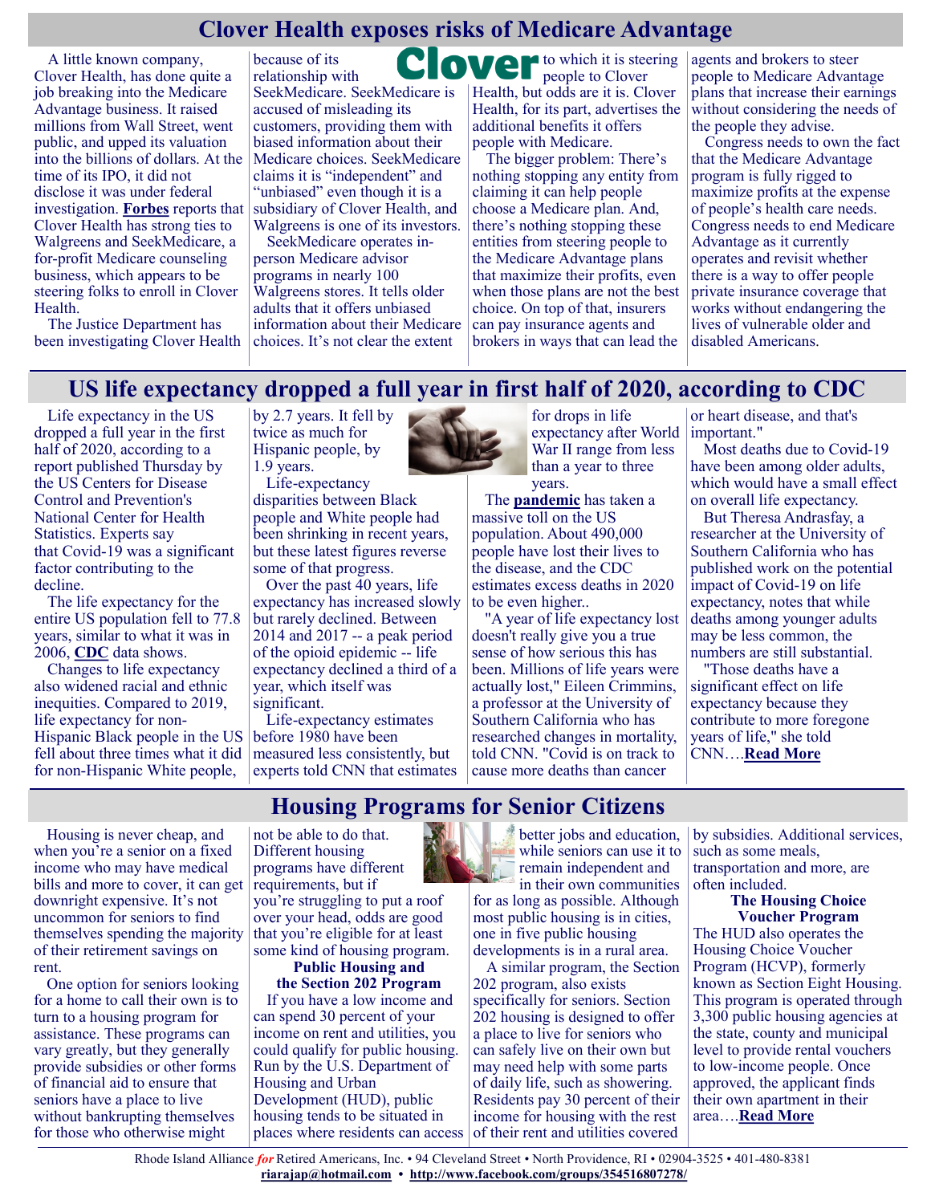## Clover Health exposes risks of Medicare Advantage

A little known company, Clover Health, has done quite a job breaking into the Medicare Advantage business. It raised millions from Wall Street, went public, and upped its valuation into the billions of dollars. At the time of its IPO, it did not disclose it was under federal investigation. **Forbes** reports that Clover Health has strong ties to Walgreens and SeekMedicare, a for-profit Medicare counseling business, which appears to be steering folks to enroll in Clover Health.

The Justice Department has been investigating Clover Health because of its relationship with SeekMedicare. SeekMedicare is accused of misleading its customers, providing them with biased information about their Medicare choices. SeekMedicare claims it is "independent" and "unbiased" even though it is a subsidiary of Clover Health, and Walgreens is one of its investors.

SeekMedicare operates in-person Medicare advisor programs in nearly 100 Walgreens stores. It tells older adults that it offers unbiased information about their Medicare choices. It's not clear the extent to which it is steering people to Clover Health, but odds are it is. Clover Health, for its part, advertises the additional benefits it offers people with Medicare.

The bigger problem: There's nothing stopping any entity from claiming it can help people choose a Medicare plan. And, there's nothing stopping these entities from steering people to the Medicare Advantage plans that maximize their profits, even when those plans are not the best choice. On top of that, insurers can pay insurance agents and brokers in ways that can lead the agents and brokers to steer people to Medicare Advantage plans that increase their earnings without considering the needs of the people they advise.

Congress needs to own the fact that the Medicare Advantage program is fully rigged to maximize profits at the expense of people's health care needs. Congress needs to end Medicare Advantage as it currently operates and revisit whether there is a way to offer people private insurance coverage that works without endangering the lives of vulnerable older and disabled Americans.

## US life expectancy dropped a full year in first half of 2020, according to CDC

Life expectancy in the US dropped a full year in the first half of 2020, according to a report published Thursday by the US Centers for Disease Control and Prevention's National Center for Health Statistics. Experts say that Covid-19 was a significant factor contributing to the decline.

The life expectancy for the entire US population fell to 77.8 years, similar to what it was in 2006, **CDC** data shows.

Changes to life expectancy also widened racial and ethnic inequities. Compared to 2019, life expectancy for non-Hispanic Black people in the US fell about three times what it did for non-Hispanic White people, by 2.7 years. It fell by twice as much for Hispanic people, by 1.9 years.

Life-expectancy disparities between Black people and White people had been shrinking in recent years, but these latest figures reverse some of that progress.

Over the past 40 years, life expectancy has increased slowly but rarely declined. Between 2014 and 2017 -- a peak period of the opioid epidemic -- life expectancy declined a third of a year, which itself was significant.

Life-expectancy estimates before 1980 have been measured less consistently, but experts told CNN that estimates for drops in life expectancy after World War II range from less than a year to three years.

The **pandemic** has taken a massive toll on the US population. About 490,000 people have lost their lives to the disease, and the CDC estimates excess deaths in 2020 to be even higher..

"A year of life expectancy lost doesn't really give you a true sense of how serious this has been. Millions of life years were actually lost," Eileen Crimmins, a professor at the University of Southern California who has researched changes in mortality, told CNN. "Covid is on track to cause more deaths than cancer or heart disease, and that's important."

Most deaths due to Covid-19 have been among older adults, which would have a small effect on overall life expectancy.

But Theresa Andrasfay, a researcher at the University of Southern California who has published work on the potential impact of Covid-19 on life expectancy, notes that while deaths among younger adults may be less common, the numbers are still substantial.

"Those deaths have a significant effect on life expectancy because they contribute to more foregone years of life," she told CNN….**Read More**

## Housing Programs for Senior Citizens

Housing is never cheap, and when you're a senior on a fixed income who may have medical bills and more to cover, it can get downright expensive. It's not uncommon for seniors to find themselves spending the majority of their retirement savings on rent.

One option for seniors looking for a home to call their own is to turn to a housing program for assistance. These programs can vary greatly, but they generally provide subsidies or other forms of financial aid to ensure that seniors have a place to live without bankrupting themselves for those who otherwise might not be able to do that. Different housing programs have different requirements, but if you're struggling to put a roof over your head, odds are good that you're eligible for at least some kind of housing program.

### Public Housing and the Section 202 Program

If you have a low income and can spend 30 percent of your income on rent and utilities, you could qualify for public housing. Run by the U.S. Department of Housing and Urban Development (HUD), public housing tends to be situated in places where residents can access better jobs and education, while seniors can use it to remain independent and in their own communities for as long as possible. Although most public housing is in cities, one in five public housing developments is in a rural area.

A similar program, the Section 202 program, also exists specifically for seniors. Section 202 housing is designed to offer a place to live for seniors who can safely live on their own but may need help with some parts of daily life, such as showering. Residents pay 30 percent of their income for housing with the rest of their rent and utilities covered by subsidies. Additional services, such as some meals, transportation and more, are often included.

### The Housing Choice Voucher Program

The HUD also operates the Housing Choice Voucher Program (HCVP), formerly known as Section Eight Housing. This program is operated through 3,300 public housing agencies at the state, county and municipal level to provide rental vouchers to low-income people. Once approved, the applicant finds their own apartment in their area….**Read More**

Rhode Island Alliance *for* Retired Americans, Inc. • 94 Cleveland Street • North Providence, RI • 02904-3525 • 401-480-8381
**riarajap@hotmail.com** • **http://www.facebook.com/groups/354516807278/**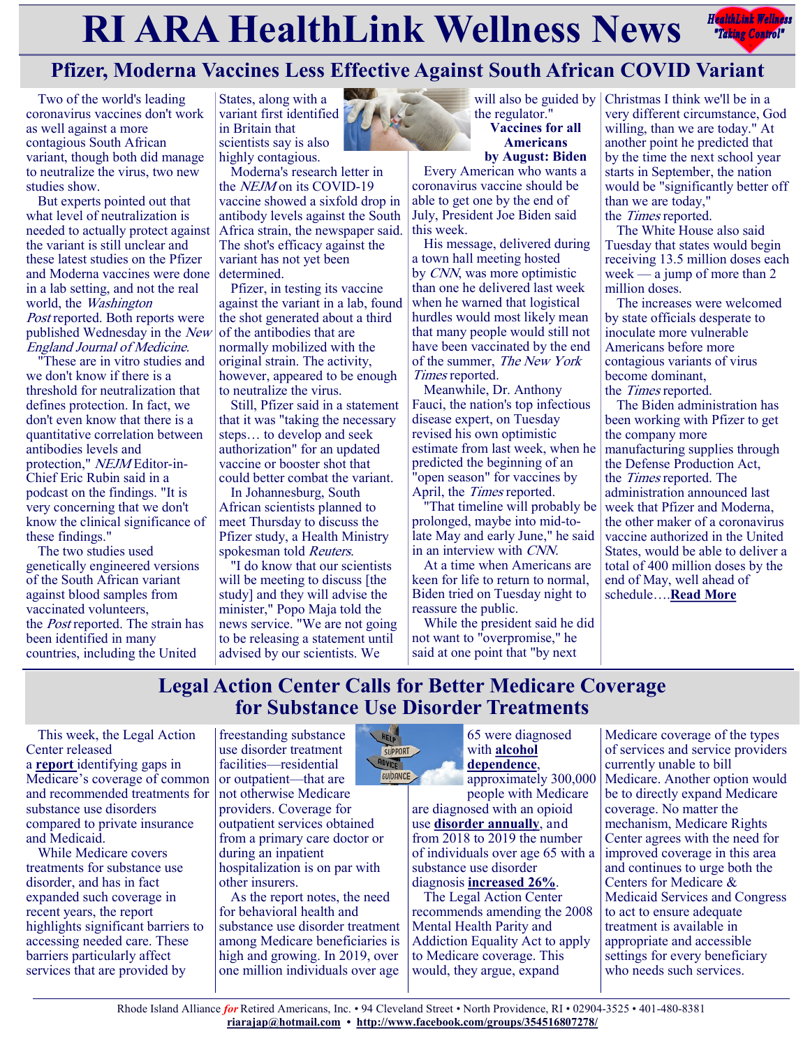# RI ARA HealthLink Wellness News

## Pfizer, Moderna Vaccines Less Effective Against South African COVID Variant

Two of the world's leading coronavirus vaccines don't work as well against a more contagious South African variant, though both did manage to neutralize the virus, two new studies show.

But experts pointed out that what level of neutralization is needed to actually protect against the variant is still unclear and these latest studies on the Pfizer and Moderna vaccines were done in a lab setting, and not the real world, the *Washington Post* reported. Both reports were published Wednesday in the *New England Journal of Medicine*.

"These are in vitro studies and we don't know if there is a threshold for neutralization that defines protection. In fact, we don't even know that there is a quantitative correlation between antibodies levels and protection," *NEJM* Editor-in-Chief Eric Rubin said in a podcast on the findings. "It is very concerning that we don't know the clinical significance of these findings."

The two studies used genetically engineered versions of the South African variant against blood samples from vaccinated volunteers, the *Post* reported. The strain has been identified in many countries, including the United States, along with a variant first identified in Britain that scientists say is also highly contagious.

Moderna's research letter in the *NEJM* on its COVID-19 vaccine showed a sixfold drop in antibody levels against the South Africa strain, the newspaper said. The shot's efficacy against the variant has not yet been determined.

Pfizer, in testing its vaccine against the variant in a lab, found the shot generated about a third of the antibodies that are normally mobilized with the original strain. The activity, however, appeared to be enough to neutralize the virus.

Still, Pfizer said in a statement that it was "taking the necessary steps… to develop and seek authorization" for an updated vaccine or booster shot that could better combat the variant.

In Johannesburg, South African scientists planned to meet Thursday to discuss the Pfizer study, a Health Ministry spokesman told *Reuters*.

"I do know that our scientists will be meeting to discuss [the study] and they will advise the minister," Popo Maja told the news service. "We are not going to be releasing a statement until advised by our scientists. We will also be guided by the regulator."

### Vaccines for all Americans by August: Biden

Every American who wants a coronavirus vaccine should be able to get one by the end of July, President Joe Biden said this week.

His message, delivered during a town hall meeting hosted by *CNN*, was more optimistic than one he delivered last week when he warned that logistical hurdles would most likely mean that many people would still not have been vaccinated by the end of the summer, *The New York Times* reported.

Meanwhile, Dr. Anthony Fauci, the nation's top infectious disease expert, on Tuesday revised his own optimistic estimate from last week, when he predicted the beginning of an "open season" for vaccines by April, the *Times* reported.

"That timeline will probably be prolonged, maybe into mid-to-late May and early June," he said in an interview with *CNN*.

At a time when Americans are keen for life to return to normal, Biden tried on Tuesday night to reassure the public.

While the president said he did not want to "overpromise," he said at one point that "by next Christmas I think we'll be in a very different circumstance, God willing, than we are today." At another point he predicted that by the time the next school year starts in September, the nation would be "significantly better off than we are today," the *Times* reported.

The White House also said Tuesday that states would begin receiving 13.5 million doses each week — a jump of more than 2 million doses.

The increases were welcomed by state officials desperate to inoculate more vulnerable Americans before more contagious variants of virus become dominant, the *Times* reported.

The Biden administration has been working with Pfizer to get the company more manufacturing supplies through the Defense Production Act, the *Times* reported. The administration announced last week that Pfizer and Moderna, the other maker of a coronavirus vaccine authorized in the United States, would be able to deliver a total of 400 million doses by the end of May, well ahead of schedule….**Read More**

## Legal Action Center Calls for Better Medicare Coverage for Substance Use Disorder Treatments

This week, the Legal Action Center released a **report** identifying gaps in Medicare's coverage of common and recommended treatments for substance use disorders compared to private insurance and Medicaid.

While Medicare covers treatments for substance use disorder, and has in fact expanded such coverage in recent years, the report highlights significant barriers to accessing needed care. These barriers particularly affect services that are provided by freestanding substance use disorder treatment facilities—residential or outpatient—that are not otherwise Medicare providers. Coverage for outpatient services obtained from a primary care doctor or during an inpatient hospitalization is on par with other insurers.

As the report notes, the need for behavioral health and substance use disorder treatment among Medicare beneficiaries is high and growing. In 2019, over one million individuals over age 65 were diagnosed with **alcohol dependence**, approximately 300,000 people with Medicare are diagnosed with an opioid use **disorder annually**, and from 2018 to 2019 the number of individuals over age 65 with a substance use disorder diagnosis **increased 26%**.

The Legal Action Center recommends amending the 2008 Mental Health Parity and Addiction Equality Act to apply to Medicare coverage. This would, they argue, expand Medicare coverage of the types of services and service providers currently unable to bill Medicare. Another option would be to directly expand Medicare coverage. No matter the mechanism, Medicare Rights Center agrees with the need for improved coverage in this area and continues to urge both the Centers for Medicare & Medicaid Services and Congress to act to ensure adequate treatment is available in appropriate and accessible settings for every beneficiary who needs such services.

Rhode Island Alliance *for* Retired Americans, Inc. • 94 Cleveland Street • North Providence, RI • 02904-3525 • 401-480-8381
**riarajap@hotmail.com** • **http://www.facebook.com/groups/354516807278/**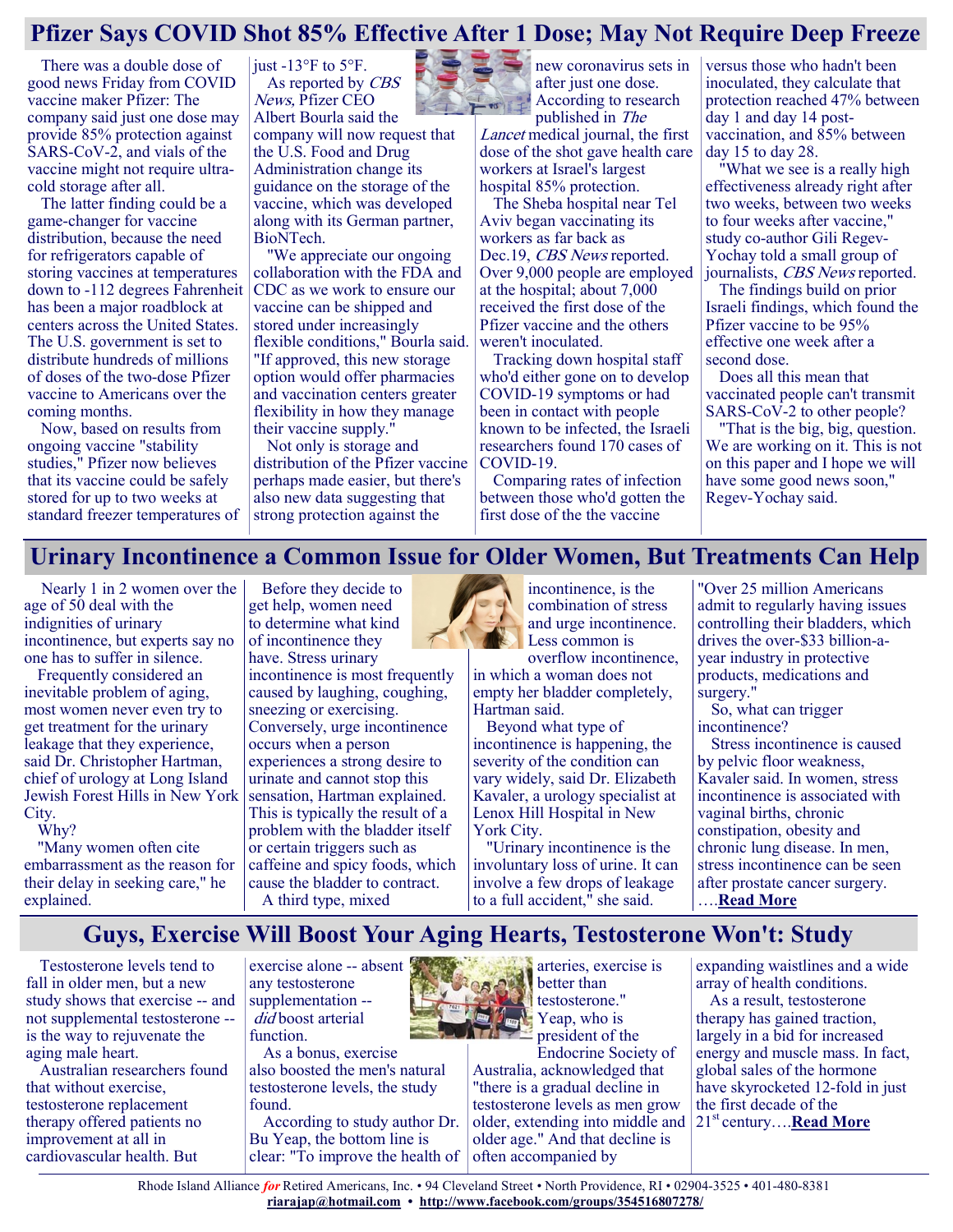## Pfizer Says COVID Shot 85% Effective After 1 Dose; May Not Require Deep Freeze

There was a double dose of good news Friday from COVID vaccine maker Pfizer: The company said just one dose may provide 85% protection against SARS-CoV-2, and vials of the vaccine might not require ultra-cold storage after all.

The latter finding could be a game-changer for vaccine distribution, because the need for refrigerators capable of storing vaccines at temperatures down to -112 degrees Fahrenheit has been a major roadblock at centers across the United States. The U.S. government is set to distribute hundreds of millions of doses of the two-dose Pfizer vaccine to Americans over the coming months.

Now, based on results from ongoing vaccine "stability studies," Pfizer now believes that its vaccine could be safely stored for up to two weeks at standard freezer temperatures of just -13°F to 5°F.

As reported by *CBS News,* Pfizer CEO Albert Bourla said the company will now request that the U.S. Food and Drug Administration change its guidance on the storage of the vaccine, which was developed along with its German partner, BioNTech.

"We appreciate our ongoing collaboration with the FDA and CDC as we work to ensure our vaccine can be shipped and stored under increasingly flexible conditions," Bourla said. "If approved, this new storage option would offer pharmacies and vaccination centers greater flexibility in how they manage their vaccine supply."

Not only is storage and distribution of the Pfizer vaccine perhaps made easier, but there's also new data suggesting that strong protection against the new coronavirus sets in after just one dose. According to research published in *The Lancet* medical journal, the first dose of the shot gave health care workers at Israel's largest hospital 85% protection.

The Sheba hospital near Tel Aviv began vaccinating its workers as far back as Dec.19, *CBS News* reported. Over 9,000 people are employed at the hospital; about 7,000 received the first dose of the Pfizer vaccine and the others weren't inoculated.

Tracking down hospital staff who'd either gone on to develop COVID-19 symptoms or had been in contact with people known to be infected, the Israeli researchers found 170 cases of COVID-19.

Comparing rates of infection between those who'd gotten the first dose of the vaccine versus those who hadn't been inoculated, they calculate that protection reached 47% between day 1 and day 14 post-vaccination, and 85% between day 15 to day 28.

"What we see is a really high effectiveness already right after two weeks, between two weeks to four weeks after vaccine," study co-author Gili Regev-Yochay told a small group of journalists, *CBS News* reported.

The findings build on prior Israeli findings, which found the Pfizer vaccine to be 95% effective one week after a second dose.

Does all this mean that vaccinated people can't transmit SARS-CoV-2 to other people?

"That is the big, big, question. We are working on it. This is not on this paper and I hope we will have some good news soon," Regev-Yochay said.

## Urinary Incontinence a Common Issue for Older Women, But Treatments Can Help

Nearly 1 in 2 women over the age of 50 deal with the indignities of urinary incontinence, but experts say no one has to suffer in silence.

Frequently considered an inevitable problem of aging, most women never even try to get treatment for the urinary leakage that they experience, said Dr. Christopher Hartman, chief of urology at Long Island Jewish Forest Hills in New York City.

Why?

"Many women often cite embarrassment as the reason for their delay in seeking care," he explained.

Before they decide to get help, women need to determine what kind of incontinence they have. Stress urinary incontinence is most frequently caused by laughing, coughing, sneezing or exercising. Conversely, urge incontinence occurs when a person experiences a strong desire to urinate and cannot stop this sensation, Hartman explained. This is typically the result of a problem with the bladder itself or certain triggers such as caffeine and spicy foods, which cause the bladder to contract.

A third type, mixed incontinence, is the combination of stress and urge incontinence. Less common is overflow incontinence, in which a woman does not empty her bladder completely, Hartman said.

Beyond what type of incontinence is happening, the severity of the condition can vary widely, said Dr. Elizabeth Kavaler, a urology specialist at Lenox Hill Hospital in New York City.

"Urinary incontinence is the involuntary loss of urine. It can involve a few drops of leakage to a full accident," she said. "Over 25 million Americans admit to regularly having issues controlling their bladders, which drives the over-$33 billion-a-year industry in protective products, medications and surgery."

So, what can trigger incontinence?

Stress incontinence is caused by pelvic floor weakness, Kavaler said. In women, stress incontinence is associated with vaginal births, chronic constipation, obesity and chronic lung disease. In men, stress incontinence can be seen after prostate cancer surgery. ….**Read More**

## Guys, Exercise Will Boost Your Aging Hearts, Testosterone Won't: Study

Testosterone levels tend to fall in older men, but a new study shows that exercise -- and not supplemental testosterone -- is the way to rejuvenate the aging male heart.

Australian researchers found that without exercise, testosterone replacement therapy offered patients no improvement at all in cardiovascular health. But exercise alone -- absent any testosterone supplementation -- *did* boost arterial function.

As a bonus, exercise also boosted the men's natural testosterone levels, the study found.

According to study author Dr. Bu Yeap, the bottom line is clear: "To improve the health of arteries, exercise is better than testosterone."

Yeap, who is president of the Endocrine Society of Australia, acknowledged that "there is a gradual decline in testosterone levels as men grow older, extending into middle and older age." And that decline is often accompanied by expanding waistlines and a wide array of health conditions.

As a result, testosterone therapy has gained traction, largely in a bid for increased energy and muscle mass. In fact, global sales of the hormone have skyrocketed 12-fold in just the first decade of the 21st century….**Read More**

Rhode Island Alliance *for* Retired Americans, Inc. • 94 Cleveland Street • North Providence, RI • 02904-3525 • 401-480-8381
**riarajap@hotmail.com** • **http://www.facebook.com/groups/354516807278/**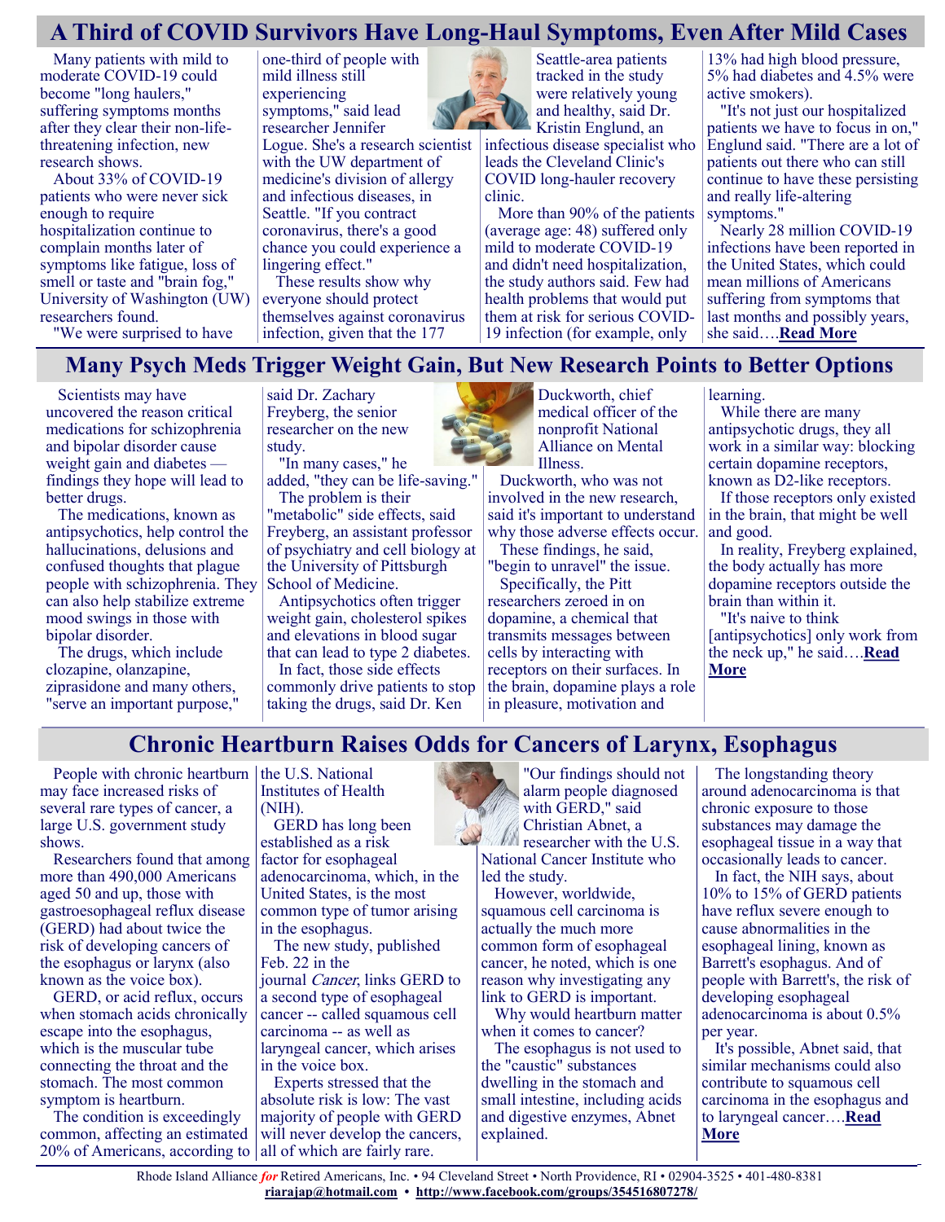## A Third of COVID Survivors Have Long-Haul Symptoms, Even After Mild Cases

Many patients with mild to moderate COVID-19 could become "long haulers," suffering symptoms months after they clear their non-life-threatening infection, new research shows.

About 33% of COVID-19 patients who were never sick enough to require hospitalization continue to complain months later of symptoms like fatigue, loss of smell or taste and "brain fog," University of Washington (UW) researchers found.

"We were surprised to have one-third of people with mild illness still experiencing symptoms," said lead researcher Jennifer Logue. She's a research scientist with the UW department of medicine's division of allergy and infectious diseases, in Seattle. "If you contract coronavirus, there's a good chance you could experience a lingering effect."

These results show why everyone should protect themselves against coronavirus infection, given that the 177 Seattle-area patients tracked in the study were relatively young and healthy, said Dr. Kristin Englund, an infectious disease specialist who leads the Cleveland Clinic's COVID long-hauler recovery clinic.

More than 90% of the patients (average age: 48) suffered only mild to moderate COVID-19 and didn't need hospitalization, the study authors said. Few had health problems that would put them at risk for serious COVID-19 infection (for example, only 13% had high blood pressure, 5% had diabetes and 4.5% were active smokers).

"It's not just our hospitalized patients we have to focus in on," Englund said. "There are a lot of patients out there who can still continue to have these persisting and really life-altering symptoms."

Nearly 28 million COVID-19 infections have been reported in the United States, which could mean millions of Americans suffering from symptoms that last months and possibly years, she said….**Read More**

## Many Psych Meds Trigger Weight Gain, But New Research Points to Better Options

Scientists may have uncovered the reason critical medications for schizophrenia and bipolar disorder cause weight gain and diabetes — findings they hope will lead to better drugs.

The medications, known as antipsychotics, help control the hallucinations, delusions and confused thoughts that plague people with schizophrenia. They can also help stabilize extreme mood swings in those with bipolar disorder.

The drugs, which include clozapine, olanzapine, ziprasidone and many others, "serve an important purpose," said Dr. Zachary Freyberg, the senior researcher on the new study.

"In many cases," he added, "they can be life-saving."

The problem is their "metabolic" side effects, said Freyberg, an assistant professor of psychiatry and cell biology at the University of Pittsburgh School of Medicine.

Antipsychotics often trigger weight gain, cholesterol spikes and elevations in blood sugar that can lead to type 2 diabetes.

In fact, those side effects commonly drive patients to stop taking the drugs, said Dr. Ken Duckworth, chief medical officer of the nonprofit National Alliance on Mental Illness.

Duckworth, who was not involved in the new research, said it's important to understand why those adverse effects occur.

These findings, he said, "begin to unravel" the issue.

Specifically, the Pitt researchers zeroed in on dopamine, a chemical that transmits messages between cells by interacting with receptors on their surfaces. In the brain, dopamine plays a role in pleasure, motivation and learning.

While there are many antipsychotic drugs, they all work in a similar way: blocking certain dopamine receptors, known as D2-like receptors.

If those receptors only existed in the brain, that might be well and good.

In reality, Freyberg explained, the body actually has more dopamine receptors outside the brain than within it.

"It's naive to think [antipsychotics] only work from the neck up," he said….**Read More**

## Chronic Heartburn Raises Odds for Cancers of Larynx, Esophagus

People with chronic heartburn may face increased risks of several rare types of cancer, a large U.S. government study shows.

Researchers found that among more than 490,000 Americans aged 50 and up, those with gastroesophageal reflux disease (GERD) had about twice the risk of developing cancers of the esophagus or larynx (also known as the voice box).

GERD, or acid reflux, occurs when stomach acids chronically escape into the esophagus, which is the muscular tube connecting the throat and the stomach. The most common symptom is heartburn.

The condition is exceedingly common, affecting an estimated 20% of Americans, according to the U.S. National Institutes of Health (NIH).

GERD has long been established as a risk factor for esophageal adenocarcinoma, which, in the United States, is the most common type of tumor arising in the esophagus.

The new study, published Feb. 22 in the journal *Cancer*, links GERD to a second type of esophageal cancer -- called squamous cell carcinoma -- as well as laryngeal cancer, which arises in the voice box.

Experts stressed that the absolute risk is low: The vast majority of people with GERD will never develop the cancers, all of which are fairly rare.

"Our findings should not alarm people diagnosed with GERD," said Christian Abnet, a researcher with the U.S. National Cancer Institute who led the study.

However, worldwide, squamous cell carcinoma is actually the much more common form of esophageal cancer, he noted, which is one reason why investigating any link to GERD is important.

Why would heartburn matter when it comes to cancer?

The esophagus is not used to the "caustic" substances dwelling in the stomach and small intestine, including acids and digestive enzymes, Abnet explained.

The longstanding theory around adenocarcinoma is that chronic exposure to those substances may damage the esophageal tissue in a way that occasionally leads to cancer.

In fact, the NIH says, about 10% to 15% of GERD patients have reflux severe enough to cause abnormalities in the esophageal lining, known as Barrett's esophagus. And of people with Barrett's, the risk of developing esophageal adenocarcinoma is about 0.5% per year.

It's possible, Abnet said, that similar mechanisms could also contribute to squamous cell carcinoma in the esophagus and to laryngeal cancer….**Read More**

Rhode Island Alliance *for* Retired Americans, Inc. • 94 Cleveland Street • North Providence, RI • 02904-3525 • 401-480-8381
**riarajap@hotmail.com** • **http://www.facebook.com/groups/354516807278/**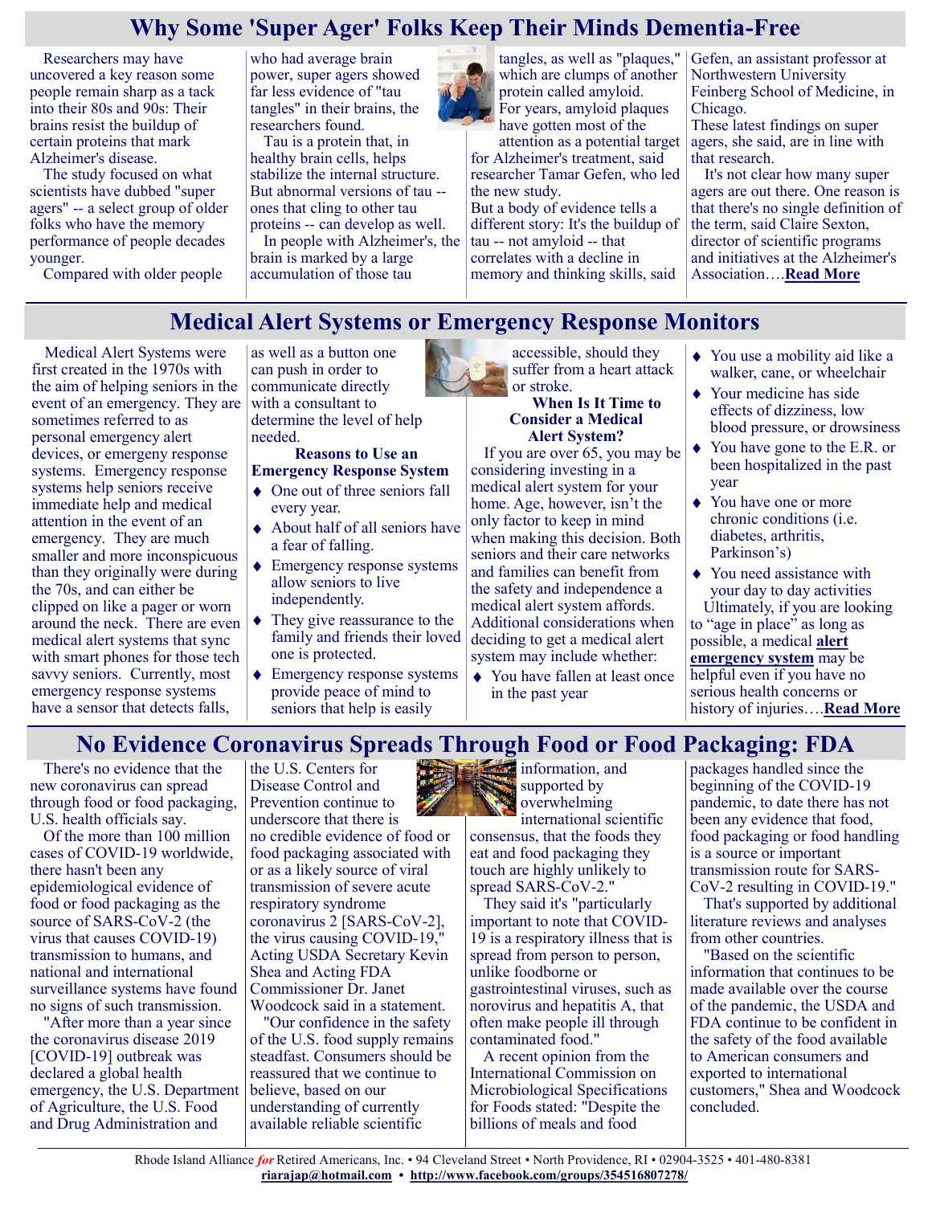# Why Some 'Super Ager' Folks Keep Their Minds Dementia-Free

Researchers may have uncovered a key reason some people remain sharp as a tack into their 80s and 90s: Their brains resist the buildup of certain proteins that mark Alzheimer's disease.

The study focused on what scientists have dubbed "super agers" -- a select group of older folks who have the memory performance of people decades younger.

Compared with older people who had average brain power, super agers showed far less evidence of "tau tangles" in their brains, the researchers found.

Tau is a protein that, in healthy brain cells, helps stabilize the internal structure. But abnormal versions of tau -- ones that cling to other tau proteins -- can develop as well.

In people with Alzheimer's, the brain is marked by a large accumulation of those tau tangles, as well as "plaques," which are clumps of another protein called amyloid. For years, amyloid plaques have gotten most of the attention as a potential target for Alzheimer's treatment, said researcher Tamar Gefen, who led the new study.

But a body of evidence tells a different story: It's the buildup of tau -- not amyloid -- that correlates with a decline in memory and thinking skills, said Gefen, an assistant professor at Northwestern University Feinberg School of Medicine, in Chicago.

These latest findings on super agers, she said, are in line with that research.

It's not clear how many super agers are out there. One reason is that there's no single definition of the term, said Claire Sexton, director of scientific programs and initiatives at the Alzheimer's Association….**Read More**

# Medical Alert Systems or Emergency Response Monitors

Medical Alert Systems were first created in the 1970s with the aim of helping seniors in the event of an emergency. They are sometimes referred to as personal emergency alert devices, or emergeny response systems. Emergency response systems help seniors receive immediate help and medical attention in the event of an emergency. They are much smaller and more inconspicuous than they originally were during the 70s, and can either be clipped on like a pager or worn around the neck. There are even medical alert systems that sync with smart phones for those tech savvy seniors. Currently, most emergency response systems have a sensor that detects falls, as well as a button one can push in order to communicate directly with a consultant to determine the level of help needed.

**Reasons to Use an Emergency Response System**

- One out of three seniors fall every year.
- About half of all seniors have a fear of falling.
- Emergency response systems allow seniors to live independently.
- They give reassurance to the family and friends their loved one is protected.
- Emergency response systems provide peace of mind to seniors that help is easily accessible, should they suffer from a heart attack or stroke.

**When Is It Time to Consider a Medical Alert System?**

If you are over 65, you may be considering investing in a medical alert system for your home. Age, however, isn't the only factor to keep in mind when making this decision. Both seniors and their care networks and families can benefit from the safety and independence a medical alert system affords. Additional considerations when deciding to get a medical alert system may include whether:

- You have fallen at least once in the past year
- You use a mobility aid like a walker, cane, or wheelchair
- Your medicine has side effects of dizziness, low blood pressure, or drowsiness
- You have gone to the E.R. or been hospitalized in the past year
- You have one or more chronic conditions (i.e. diabetes, arthritis, Parkinson's)
- You need assistance with your day to day activities

Ultimately, if you are looking to "age in place" as long as possible, a medical **alert emergency system** may be helpful even if you have no serious health concerns or history of injuries….**Read More**

# No Evidence Coronavirus Spreads Through Food or Food Packaging: FDA

There's no evidence that the new coronavirus can spread through food or food packaging, U.S. health officials say.

Of the more than 100 million cases of COVID-19 worldwide, there hasn't been any epidemiological evidence of food or food packaging as the source of SARS-CoV-2 (the virus that causes COVID-19) transmission to humans, and national and international surveillance systems have found no signs of such transmission.

"After more than a year since the coronavirus disease 2019 [COVID-19] outbreak was declared a global health emergency, the U.S. Department of Agriculture, the U.S. Food and Drug Administration and the U.S. Centers for Disease Control and Prevention continue to underscore that there is no credible evidence of food or food packaging associated with or as a likely source of viral transmission of severe acute respiratory syndrome coronavirus 2 [SARS-CoV-2], the virus causing COVID-19," Acting USDA Secretary Kevin Shea and Acting FDA Commissioner Dr. Janet Woodcock said in a statement.

"Our confidence in the safety of the U.S. food supply remains steadfast. Consumers should be reassured that we continue to believe, based on our understanding of currently available reliable scientific information, and supported by overwhelming international scientific consensus, that the foods they eat and food packaging they touch are highly unlikely to spread SARS-CoV-2."

They said it's "particularly important to note that COVID-19 is a respiratory illness that is spread from person to person, unlike foodborne or gastrointestinal viruses, such as norovirus and hepatitis A, that often make people ill through contaminated food."

A recent opinion from the International Commission on Microbiological Specifications for Foods stated: "Despite the billions of meals and food packages handled since the beginning of the COVID-19 pandemic, to date there has not been any evidence that food, food packaging or food handling is a source or important transmission route for SARS-CoV-2 resulting in COVID-19."

That's supported by additional literature reviews and analyses from other countries.

"Based on the scientific information that continues to be made available over the course of the pandemic, the USDA and FDA continue to be confident in the safety of the food available to American consumers and exported to international customers," Shea and Woodcock concluded.

Rhode Island Alliance *for* Retired Americans, Inc. • 94 Cleveland Street • North Providence, RI • 02904-3525 • 401-480-8381
**riarajap@hotmail.com** • **http://www.facebook.com/groups/354516807278/**